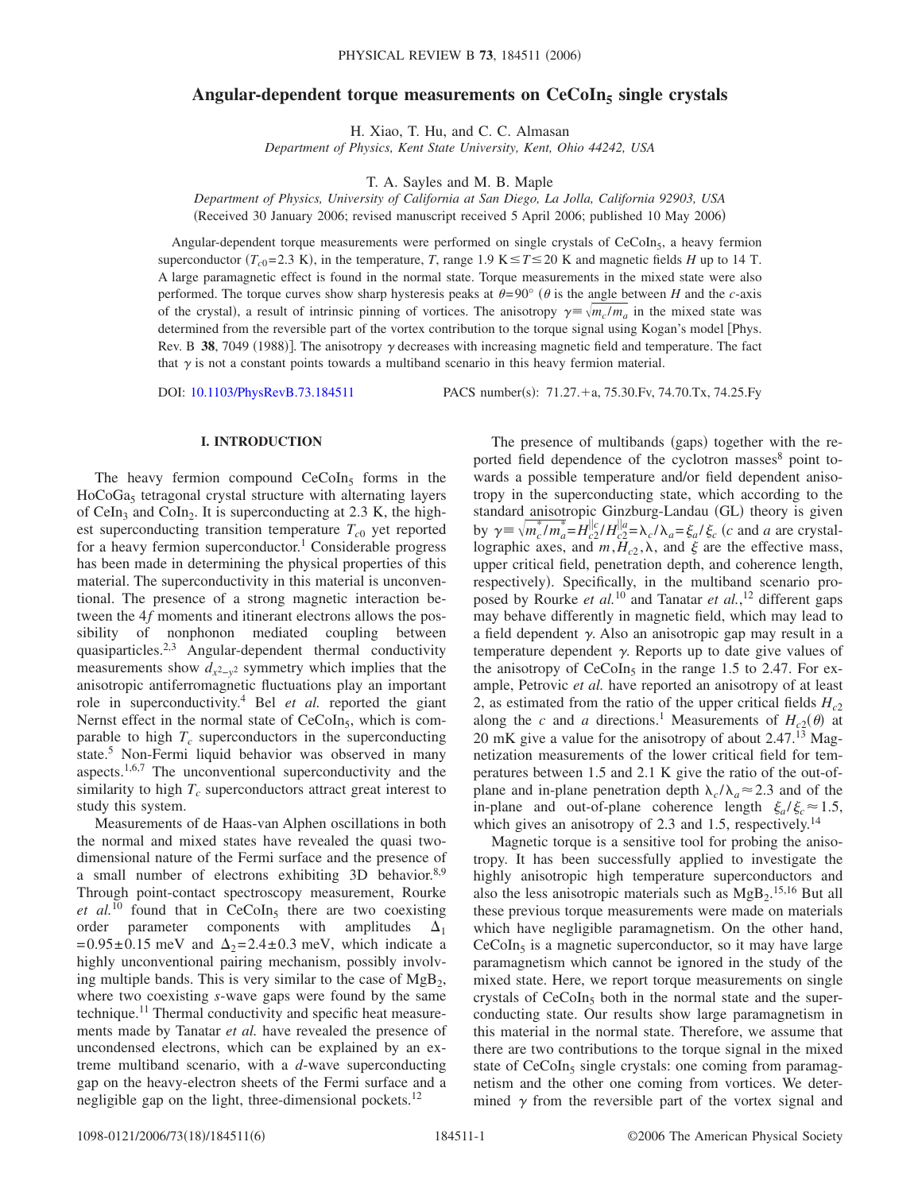# Angular-dependent torque measurements on $CeCoIn_5$ single crystals

H. Xiao, T. Hu, and C. C. Almasan
*Department of Physics, Kent State University, Kent, Ohio 44242, USA*

T. A. Sayles and M. B. Maple
*Department of Physics, University of California at San Diego, La Jolla, California 92903, USA*
(Received 30 January 2006; revised manuscript received 5 April 2006; published 10 May 2006)

Angular-dependent torque measurements were performed on single crystals of $CeCoIn_5$, a heavy fermion superconductor ($T_{c0}=2.3$ K), in the temperature, $T$, range 1.9 K $\leq T \leq$ 20 K and magnetic fields $H$ up to 14 T. A large paramagnetic effect is found in the normal state. Torque measurements in the mixed state were also performed. The torque curves show sharp hysteresis peaks at $\theta=90°$ ($\theta$ is the angle between $H$ and the $c$-axis of the crystal), a result of intrinsic pinning of vortices. The anisotropy $\gamma \equiv \sqrt{m_c/m_a}$ in the mixed state was determined from the reversible part of the vortex contribution to the torque signal using Kogan's model [Phys. Rev. B **38**, 7049 (1988)]. The anisotropy $\gamma$ decreases with increasing magnetic field and temperature. The fact that $\gamma$ is not a constant points towards a multiband scenario in this heavy fermion material.

DOI: 10.1103/PhysRevB.73.184511 PACS number(s): 71.27.+a, 75.30.Fv, 74.70.Tx, 74.25.Fy

## I. INTRODUCTION

The heavy fermion compound $CeCoIn_5$ forms in the $HoCoGa_5$ tetragonal crystal structure with alternating layers of $CeIn_3$ and $CoIn_2$. It is superconducting at 2.3 K, the highest superconducting transition temperature $T_{c0}$ yet reported for a heavy fermion superconductor.[1] Considerable progress has been made in determining the physical properties of this material. The superconductivity in this material is unconventional. The presence of a strong magnetic interaction between the $4f$ moments and itinerant electrons allows the possibility of nonphonon mediated coupling between quasiparticles.[2,3] Angular-dependent thermal conductivity measurements show $d_{x^2-y^2}$ symmetry which implies that the anisotropic antiferromagnetic fluctuations play an important role in superconductivity.[4] Bel *et al.* reported the giant Nernst effect in the normal state of $CeCoIn_5$, which is comparable to high $T_c$ superconductors in the superconducting state.[5] Non-Fermi liquid behavior was observed in many aspects.[1,6,7] The unconventional superconductivity and the similarity to high $T_c$ superconductors attract great interest to study this system.

Measurements of de Haas-van Alphen oscillations in both the normal and mixed states have revealed the quasi two-dimensional nature of the Fermi surface and the presence of a small number of electrons exhibiting 3D behavior.[8,9] Through point-contact spectroscopy measurement, Rourke *et al.*[10] found that in $CeCoIn_5$ there are two coexisting order parameter components with amplitudes $\Delta_1 = 0.95 \pm 0.15$ meV and $\Delta_2 = 2.4 \pm 0.3$ meV, which indicate a highly unconventional pairing mechanism, possibly involving multiple bands. This is very similar to the case of $MgB_2$, where two coexisting $s$-wave gaps were found by the same technique.[11] Thermal conductivity and specific heat measurements made by Tanatar *et al.* have revealed the presence of uncondensed electrons, which can be explained by an extreme multiband scenario, with a $d$-wave superconducting gap on the heavy-electron sheets of the Fermi surface and a negligible gap on the light, three-dimensional pockets.[12]

The presence of multibands (gaps) together with the reported field dependence of the cyclotron masses[8] point towards a possible temperature and/or field dependent anisotropy in the superconducting state, which according to the standard anisotropic Ginzburg-Landau (GL) theory is given by $\gamma \equiv \sqrt{m_c^*/m_a^*} = H_{c2}^{\|c}/H_{c2}^{\|a} = \lambda_c/\lambda_a = \xi_a/\xi_c$ ($c$ and $a$ are crystallographic axes, and $m, H_{c2}, \lambda$, and $\xi$ are the effective mass, upper critical field, penetration depth, and coherence length, respectively). Specifically, in the multiband scenario proposed by Rourke *et al.*[10] and Tanatar *et al.*,[12] different gaps may behave differently in magnetic field, which may lead to a field dependent $\gamma$. Also an anisotropic gap may result in a temperature dependent $\gamma$. Reports up to date give values of the anisotropy of $CeCoIn_5$ in the range 1.5 to 2.47. For example, Petrovic *et al.* have reported an anisotropy of at least 2, as estimated from the ratio of the upper critical fields $H_{c2}$ along the $c$ and $a$ directions.[1] Measurements of $H_{c2}(\theta)$ at 20 mK give a value for the anisotropy of about 2.47.[13] Magnetization measurements of the lower critical field for temperatures between 1.5 and 2.1 K give the ratio of the out-of-plane and in-plane penetration depth $\lambda_c/\lambda_a \approx 2.3$ and of the in-plane and out-of-plane coherence length $\xi_a/\xi_c \approx 1.5$, which gives an anisotropy of 2.3 and 1.5, respectively.[14]

Magnetic torque is a sensitive tool for probing the anisotropy. It has been successfully applied to investigate the highly anisotropic high temperature superconductors and also the less anisotropic materials such as $MgB_2$.[15,16] But all these previous torque measurements were made on materials which have negligible paramagnetism. On the other hand, $CeCoIn_5$ is a magnetic superconductor, so it may have large paramagnetism which cannot be ignored in the study of the mixed state. Here, we report torque measurements on single crystals of $CeCoIn_5$ both in the normal state and the superconducting state. Our results show large paramagnetism in this material in the normal state. Therefore, we assume that there are two contributions to the torque signal in the mixed state of $CeCoIn_5$ single crystals: one coming from paramagnetism and the other one coming from vortices. We determined $\gamma$ from the reversible part of the vortex signal and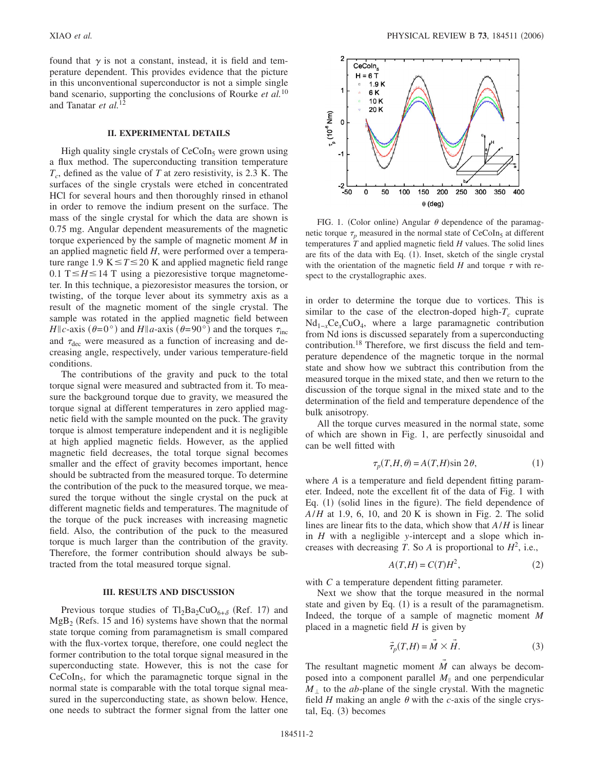found that $\gamma$ is not a constant, instead, it is field and temperature dependent. This provides evidence that the picture in this unconventional superconductor is not a simple single band scenario, supporting the conclusions of Rourke *et al.*[10] and Tanatar *et al.*[12]

## II. EXPERIMENTAL DETAILS

High quality single crystals of $CeCoIn_5$ were grown using a flux method. The superconducting transition temperature $T_c$, defined as the value of $T$ at zero resistivity, is 2.3 K. The surfaces of the single crystals were etched in concentrated HCl for several hours and then thoroughly rinsed in ethanol in order to remove the indium present on the surface. The mass of the single crystal for which the data are shown is 0.75 mg. Angular dependent measurements of the magnetic torque experienced by the sample of magnetic moment $M$ in an applied magnetic field $H$, were performed over a temperature range $1.9\ \mathrm{K} \leq T \leq 20\ \mathrm{K}$ and applied magnetic field range $0.1\ \mathrm{T} \leq H \leq 14\ \mathrm{T}$ using a piezoresistive torque magnetometer. In this technique, a piezoresistor measures the torsion, or twisting, of the torque lever about its symmetry axis as a result of the magnetic moment of the single crystal. The sample was rotated in the applied magnetic field between $H \| c$-axis ($\theta = 0°$) and $H \| a$-axis ($\theta = 90°$) and the torques $\tau_{\mathrm{inc}}$ and $\tau_{\mathrm{dec}}$ were measured as a function of increasing and decreasing angle, respectively, under various temperature-field conditions.

The contributions of the gravity and puck to the total torque signal were measured and subtracted from it. To measure the background torque due to gravity, we measured the torque signal at different temperatures in zero applied magnetic field with the sample mounted on the puck. The gravity torque is almost temperature independent and it is negligible at high applied magnetic fields. However, as the applied magnetic field decreases, the total torque signal becomes smaller and the effect of gravity becomes important, hence should be subtracted from the measured torque. To determine the contribution of the puck to the measured torque, we measured the torque without the single crystal on the puck at different magnetic fields and temperatures. The magnitude of the torque of the puck increases with increasing magnetic field. Also, the contribution of the puck to the measured torque is much larger than the contribution of the gravity. Therefore, the former contribution should always be subtracted from the total measured torque signal.

## III. RESULTS AND DISCUSSION

Previous torque studies of $Tl_2Ba_2CuO_{6+\delta}$ (Ref. 17) and $MgB_2$ (Refs. 15 and 16) systems have shown that the normal state torque coming from paramagnetism is small compared with the flux-vortex torque, therefore, one could neglect the former contribution to the total torque signal measured in the superconducting state. However, this is not the case for $CeCoIn_5$, for which the paramagnetic torque signal in the normal state is comparable with the total torque signal measured in the superconducting state, as shown below. Hence, one needs to subtract the former signal from the latter one in order to determine the torque due to vortices. This is similar to the case of the electron-doped high-$T_c$ cuprate $Nd_{1-x}Ce_xCuO_4$, where a large paramagnetic contribution from Nd ions is discussed separately from a superconducting contribution.[18] Therefore, we first discuss the field and temperature dependence of the magnetic torque in the normal state and show how we subtract this contribution from the measured torque in the mixed state, and then we return to the discussion of the torque signal in the mixed state and to the determination of the field and temperature dependence of the bulk anisotropy.

FIG. 1. (Color online) Angular $\theta$ dependence of the paramagnetic torque $\tau_p$ measured in the normal state of $CeCoIn_5$ at different temperatures $T$ and applied magnetic field $H$ values. The solid lines are fits of the data with Eq. (1). Inset, sketch of the single crystal with the orientation of the magnetic field $H$ and torque $\tau$ with respect to the crystallographic axes.

All the torque curves measured in the normal state, some of which are shown in Fig. 1, are perfectly sinusoidal and can be well fitted with

$$\tau_p(T,H,\theta) = A(T,H)\sin 2\theta, \tag{1}$$

where $A$ is a temperature and field dependent fitting parameter. Indeed, note the excellent fit of the data of Fig. 1 with Eq. (1) (solid lines in the figure). The field dependence of $A/H$ at 1.9, 6, 10, and 20 K is shown in Fig. 2. The solid lines are linear fits to the data, which show that $A/H$ is linear in $H$ with a negligible $y$-intercept and a slope which increases with decreasing $T$. So $A$ is proportional to $H^2$, i.e.,

$$A(T,H) = C(T)H^2, \tag{2}$$

with $C$ a temperature dependent fitting parameter.

Next we show that the torque measured in the normal state and given by Eq. (1) is a result of the paramagnetism. Indeed, the torque of a sample of magnetic moment $M$ placed in a magnetic field $H$ is given by

$$\vec{\tau}_p(T,H) = \vec{M} \times \vec{H}. \tag{3}$$

The resultant magnetic moment $\vec{M}$ can always be decomposed into a component parallel $M_{\|}$ and one perpendicular $M_{\perp}$ to the $ab$-plane of the single crystal. With the magnetic field $H$ making an angle $\theta$ with the $c$-axis of the single crystal, Eq. (3) becomes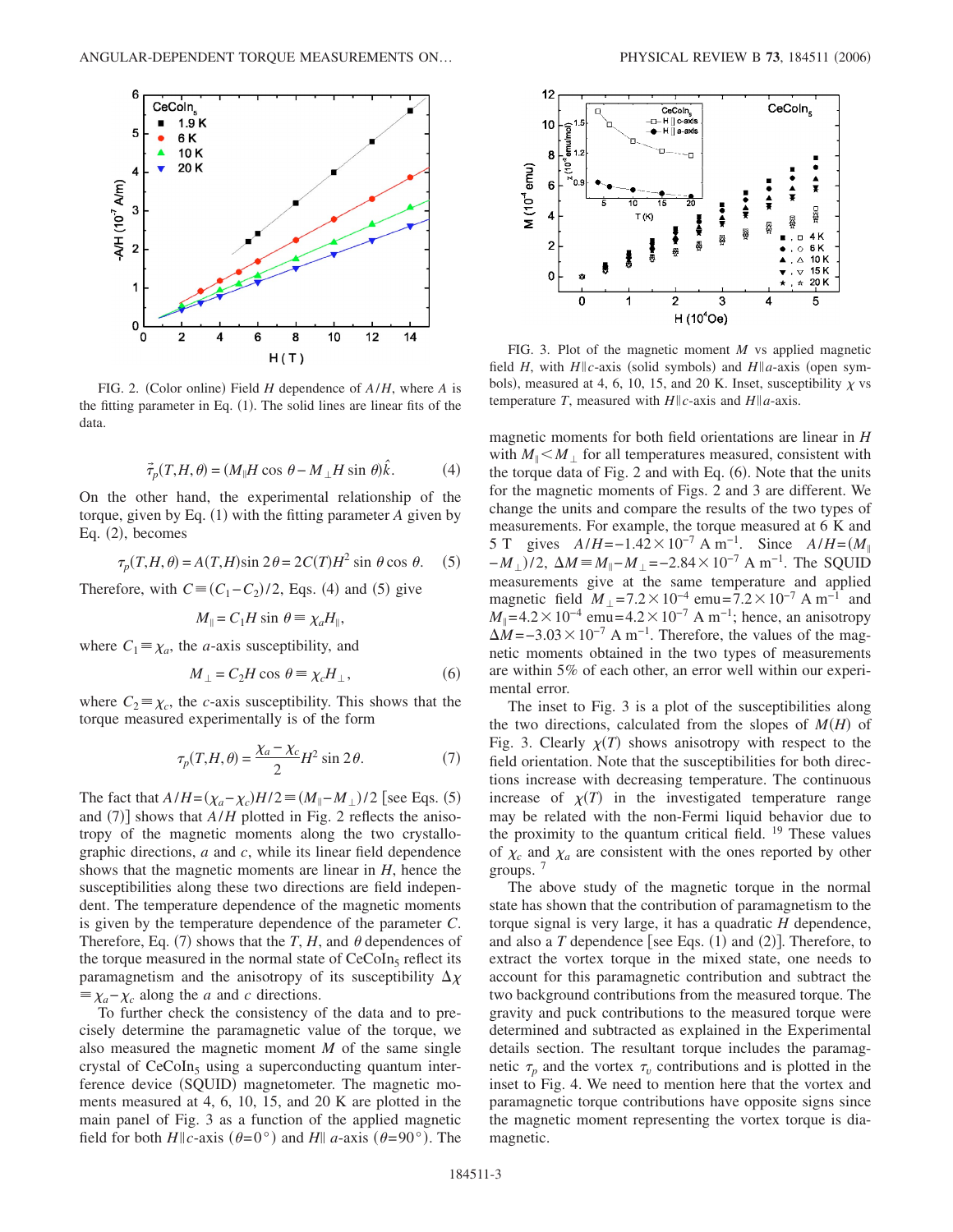FIG. 2. (Color online) Field $H$ dependence of $A/H$, where $A$ is the fitting parameter in Eq. (1). The solid lines are linear fits of the data.

$$\vec{\tau}_p(T,H,\theta) = (M_{\parallel}H\cos\theta - M_{\perp}H\sin\theta)\hat{k}. \quad (4)$$

On the other hand, the experimental relationship of the torque, given by Eq. (1) with the fitting parameter $A$ given by Eq. (2), becomes

$$\tau_p(T,H,\theta) = A(T,H)\sin 2\theta = 2C(T)H^2 \sin\theta\cos\theta. \quad (5)$$

Therefore, with $C \equiv (C_1 - C_2)/2$, Eqs. (4) and (5) give

$$M_{\parallel} = C_1 H \sin\theta \equiv \chi_a H_{\parallel},$$

where $C_1 \equiv \chi_a$, the $a$-axis susceptibility, and

$$M_{\perp} = C_2 H \cos\theta \equiv \chi_c H_{\perp}, \quad (6)$$

where $C_2 \equiv \chi_c$, the $c$-axis susceptibility. This shows that the torque measured experimentally is of the form

$$\tau_p(T,H,\theta) = \frac{\chi_a - \chi_c}{2} H^2 \sin 2\theta. \quad (7)$$

The fact that $A/H = (\chi_a - \chi_c)H/2 \equiv (M_{\parallel} - M_{\perp})/2$ [see Eqs. (5) and (7)] shows that $A/H$ plotted in Fig. 2 reflects the anisotropy of the magnetic moments along the two crystallographic directions, $a$ and $c$, while its linear field dependence shows that the magnetic moments are linear in $H$, hence the susceptibilities along these two directions are field independent. The temperature dependence of the magnetic moments is given by the temperature dependence of the parameter $C$. Therefore, Eq. (7) shows that the $T$, $H$, and $\theta$ dependences of the torque measured in the normal state of $CeCoIn_5$ reflect its paramagnetism and the anisotropy of its susceptibility $\Delta\chi \equiv \chi_a - \chi_c$ along the $a$ and $c$ directions.

To further check the consistency of the data and to precisely determine the paramagnetic value of the torque, we also measured the magnetic moment $M$ of the same single crystal of $CeCoIn_5$ using a superconducting quantum interference device (SQUID) magnetometer. The magnetic moments measured at 4, 6, 10, 15, and 20 K are plotted in the main panel of Fig. 3 as a function of the applied magnetic field for both $H \parallel c$-axis ($\theta = 0°$) and $H \parallel a$-axis ($\theta = 90°$). The magnetic moments for both field orientations are linear in $H$ with $M_{\parallel} < M_{\perp}$ for all temperatures measured, consistent with the torque data of Fig. 2 and with Eq. (6). Note that the units for the magnetic moments of Figs. 2 and 3 are different. We change the units and compare the results of the two types of measurements. For example, the torque measured at 6 K and 5 T gives $A/H = -1.42 \times 10^{-7}$ A m$^{-1}$. Since $A/H = (M_{\parallel} - M_{\perp})/2$, $\Delta M \equiv M_{\parallel} - M_{\perp} = -2.84 \times 10^{-7}$ A m$^{-1}$. The SQUID measurements give at the same temperature and applied magnetic field $M_{\perp} = 7.2 \times 10^{-4}$ emu$= 7.2 \times 10^{-7}$ A m$^{-1}$ and $M_{\parallel} = 4.2 \times 10^{-4}$ emu$= 4.2 \times 10^{-7}$ A m$^{-1}$; hence, an anisotropy $\Delta M = -3.03 \times 10^{-7}$ A m$^{-1}$. Therefore, the values of the magnetic moments obtained in the two types of measurements are within 5% of each other, an error well within our experimental error.

FIG. 3. Plot of the magnetic moment $M$ vs applied magnetic field $H$, with $H \parallel c$-axis (solid symbols) and $H \parallel a$-axis (open symbols), measured at 4, 6, 10, 15, and 20 K. Inset, susceptibility $\chi$ vs temperature $T$, measured with $H \parallel c$-axis and $H \parallel a$-axis.

The inset to Fig. 3 is a plot of the susceptibilities along the two directions, calculated from the slopes of $M(H)$ of Fig. 3. Clearly $\chi(T)$ shows anisotropy with respect to the field orientation. Note that the susceptibilities for both directions increase with decreasing temperature. The continuous increase of $\chi(T)$ in the investigated temperature range may be related with the non-Fermi liquid behavior due to the proximity to the quantum critical field.[19] These values of $\chi_c$ and $\chi_a$ are consistent with the ones reported by other groups.[7]

The above study of the magnetic torque in the normal state has shown that the contribution of paramagnetism to the torque signal is very large, it has a quadratic $H$ dependence, and also a $T$ dependence [see Eqs. (1) and (2)]. Therefore, to extract the vortex torque in the mixed state, one needs to account for this paramagnetic contribution and subtract the two background contributions from the measured torque. The gravity and puck contributions to the measured torque were determined and subtracted as explained in the Experimental details section. The resultant torque includes the paramagnetic $\tau_p$ and the vortex $\tau_v$ contributions and is plotted in the inset to Fig. 4. We need to mention here that the vortex and paramagnetic torque contributions have opposite signs since the magnetic moment representing the vortex torque is diamagnetic.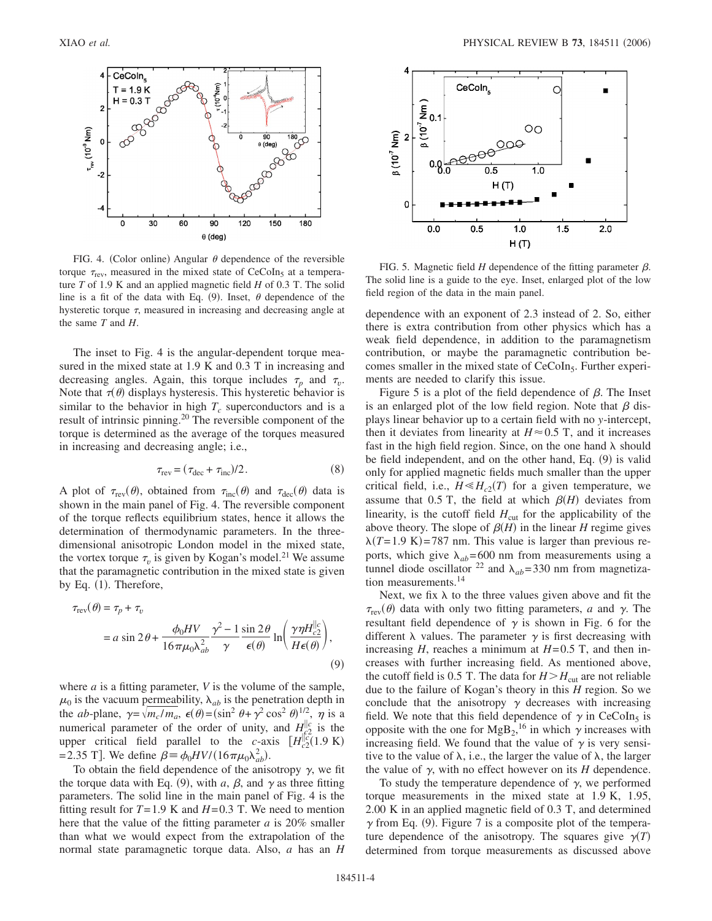FIG. 4. (Color online) Angular $\theta$ dependence of the reversible torque $\tau_{rev}$, measured in the mixed state of $CeCoIn_5$ at a temperature $T$ of 1.9 K and an applied magnetic field $H$ of 0.3 T. The solid line is a fit of the data with Eq. (9). Inset, $\theta$ dependence of the hysteretic torque $\tau$, measured in increasing and decreasing angle at the same $T$ and $H$.

The inset to Fig. 4 is the angular-dependent torque measured in the mixed state at 1.9 K and 0.3 T in increasing and decreasing angles. Again, this torque includes $\tau_p$ and $\tau_v$. Note that $\tau(\theta)$ displays hysteresis. This hysteretic behavior is similar to the behavior in high $T_c$ superconductors and is a result of intrinsic pinning.[20] The reversible component of the torque is determined as the average of the torques measured in increasing and decreasing angle; i.e.,

$$\tau_{rev} = (\tau_{dec} + \tau_{inc})/2. \tag{8}$$

A plot of $\tau_{rev}(\theta)$, obtained from $\tau_{inc}(\theta)$ and $\tau_{dec}(\theta)$ data is shown in the main panel of Fig. 4. The reversible component of the torque reflects equilibrium states, hence it allows the determination of thermodynamic parameters. In the three-dimensional anisotropic London model in the mixed state, the vortex torque $\tau_v$ is given by Kogan's model.[21] We assume that the paramagnetic contribution in the mixed state is given by Eq. (1). Therefore,

$$\begin{aligned}\tau_{rev}(\theta) &= \tau_p + \tau_v \\ &= a \sin 2\theta + \frac{\phi_0 H V}{16\pi\mu_0\lambda_{ab}^2}\frac{\gamma^2-1}{\gamma}\frac{\sin 2\theta}{\epsilon(\theta)}\ln\left(\frac{\gamma\eta H_{c2}^{\parallel c}}{H\epsilon(\theta)}\right),\end{aligned} \tag{9}$$

where $a$ is a fitting parameter, $V$ is the volume of the sample, $\mu_0$ is the vacuum permeability, $\lambda_{ab}$ is the penetration depth in the $ab$-plane, $\gamma=\sqrt{m_c/m_a}$, $\epsilon(\theta)=(\sin^2\theta+\gamma^2\cos^2\theta)^{1/2}$, $\eta$ is a numerical parameter of the order of unity, and $H_{c2}^{\parallel c}$ is the upper critical field parallel to the $c$-axis $[H_{c2}^{\parallel c}(1.9\text{ K})=2.35\text{ T}]$. We define $\beta \equiv \phi_0 H V/(16\pi\mu_0\lambda_{ab}^2)$.

To obtain the field dependence of the anisotropy $\gamma$, we fit the torque data with Eq. (9), with $a$, $\beta$, and $\gamma$ as three fitting parameters. The solid line in the main panel of Fig. 4 is the fitting result for $T=1.9$ K and $H=0.3$ T. We need to mention here that the value of the fitting parameter $a$ is 20% smaller than what we would expect from the extrapolation of the normal state paramagnetic torque data. Also, $a$ has an $H$ dependence with an exponent of 2.3 instead of 2. So, either there is extra contribution from other physics which has a weak field dependence, in addition to the paramagnetism contribution, or maybe the paramagnetic contribution becomes smaller in the mixed state of $CeCoIn_5$. Further experiments are needed to clarify this issue.

FIG. 5. Magnetic field $H$ dependence of the fitting parameter $\beta$. The solid line is a guide to the eye. Inset, enlarged plot of the low field region of the data in the main panel.

Figure 5 is a plot of the field dependence of $\beta$. The Inset is an enlarged plot of the low field region. Note that $\beta$ displays linear behavior up to a certain field with no $y$-intercept, then it deviates from linearity at $H\approx 0.5$ T, and it increases fast in the high field region. Since, on the one hand $\lambda$ should be field independent, and on the other hand, Eq. (9) is valid only for applied magnetic fields much smaller than the upper critical field, i.e., $H \ll H_{c2}(T)$ for a given temperature, we assume that 0.5 T, the field at which $\beta(H)$ deviates from linearity, is the cutoff field $H_{cut}$ for the applicability of the above theory. The slope of $\beta(H)$ in the linear $H$ regime gives $\lambda(T=1.9\text{ K})=787$ nm. This value is larger than previous reports, which give $\lambda_{ab}=600$ nm from measurements using a tunnel diode oscillator [22] and $\lambda_{ab}=330$ nm from magnetization measurements.[14]

Next, we fix $\lambda$ to the three values given above and fit the $\tau_{rev}(\theta)$ data with only two fitting parameters, $a$ and $\gamma$. The resultant field dependence of $\gamma$ is shown in Fig. 6 for the different $\lambda$ values. The parameter $\gamma$ is first decreasing with increasing $H$, reaches a minimum at $H=0.5$ T, and then increases with further increasing field. As mentioned above, the cutoff field is 0.5 T. The data for $H>H_{cut}$ are not reliable due to the failure of Kogan's theory in this $H$ region. So we conclude that the anisotropy $\gamma$ decreases with increasing field. We note that this field dependence of $\gamma$ in $CeCoIn_5$ is opposite with the one for $MgB_2$,[16] in which $\gamma$ increases with increasing field. We found that the value of $\gamma$ is very sensitive to the value of $\lambda$, i.e., the larger the value of $\lambda$, the larger the value of $\gamma$, with no effect however on its $H$ dependence.

To study the temperature dependence of $\gamma$, we performed torque measurements in the mixed state at 1.9 K, 1.95, 2.00 K in an applied magnetic field of 0.3 T, and determined $\gamma$ from Eq. (9). Figure 7 is a composite plot of the temperature dependence of the anisotropy. The squares give $\gamma(T)$ determined from torque measurements as discussed above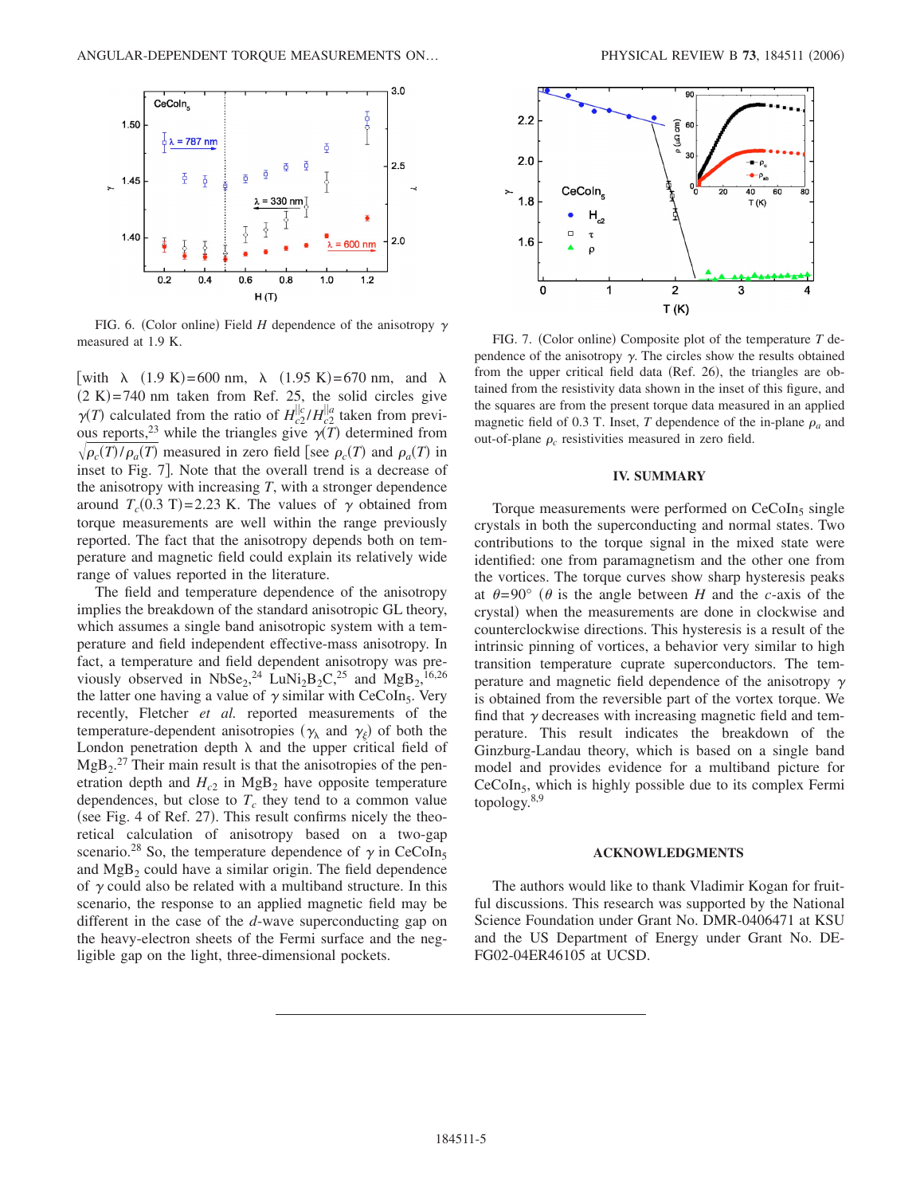FIG. 6. (Color online) Field $H$ dependence of the anisotropy $\gamma$ measured at 1.9 K.

[with $\lambda$ (1.9 K)=600 nm, $\lambda$ (1.95 K)=670 nm, and $\lambda$ (2 K)=740 nm taken from Ref. 25, the solid circles give $\gamma(T)$ calculated from the ratio of $H_{c2}^{\|c}/H_{c2}^{\|a}$ taken from previous reports,[23] while the triangles give $\gamma(T)$ determined from $\sqrt{\rho_c(T)/\rho_a(T)}$ measured in zero field [see $\rho_c(T)$ and $\rho_a(T)$ in inset to Fig. 7]. Note that the overall trend is a decrease of the anisotropy with increasing $T$, with a stronger dependence around $T_c(0.3\text{ T})=2.23$ K. The values of $\gamma$ obtained from torque measurements are well within the range previously reported. The fact that the anisotropy depends both on temperature and magnetic field could explain its relatively wide range of values reported in the literature.

The field and temperature dependence of the anisotropy implies the breakdown of the standard anisotropic GL theory, which assumes a single band anisotropic system with a temperature and field independent effective-mass anisotropy. In fact, a temperature and field dependent anisotropy was previously observed in $NbSe_2$,[24] $LuNi_2B_2C$,[25] and $MgB_2$,[16,26] the latter one having a value of $\gamma$ similar with $CeCoIn_5$. Very recently, Fletcher *et al.* reported measurements of the temperature-dependent anisotropies ($\gamma_\lambda$ and $\gamma_\xi$) of both the London penetration depth $\lambda$ and the upper critical field of $MgB_2$.[27] Their main result is that the anisotropies of the penetration depth and $H_{c2}$ in $MgB_2$ have opposite temperature dependences, but close to $T_c$ they tend to a common value (see Fig. 4 of Ref. 27). This result confirms nicely the theoretical calculation of anisotropy based on a two-gap scenario.[28] So, the temperature dependence of $\gamma$ in $CeCoIn_5$ and $MgB_2$ could have a similar origin. The field dependence of $\gamma$ could also be related with a multiband structure. In this scenario, the response to an applied magnetic field may be different in the case of the $d$-wave superconducting gap on the heavy-electron sheets of the Fermi surface and the negligible gap on the light, three-dimensional pockets.

FIG. 7. (Color online) Composite plot of the temperature $T$ dependence of the anisotropy $\gamma$. The circles show the results obtained from the upper critical field data (Ref. 26), the triangles are obtained from the resistivity data shown in the inset of this figure, and the squares are from the present torque data measured in an applied magnetic field of 0.3 T. Inset, $T$ dependence of the in-plane $\rho_a$ and out-of-plane $\rho_c$ resistivities measured in zero field.

## IV. SUMMARY

Torque measurements were performed on $CeCoIn_5$ single crystals in both the superconducting and normal states. Two contributions to the torque signal in the mixed state were identified: one from paramagnetism and the other one from the vortices. The torque curves show sharp hysteresis peaks at $\theta=90°$ ($\theta$ is the angle between $H$ and the $c$-axis of the crystal) when the measurements are done in clockwise and counterclockwise directions. This hysteresis is a result of the intrinsic pinning of vortices, a behavior very similar to high transition temperature cuprate superconductors. The temperature and magnetic field dependence of the anisotropy $\gamma$ is obtained from the reversible part of the vortex torque. We find that $\gamma$ decreases with increasing magnetic field and temperature. This result indicates the breakdown of the Ginzburg-Landau theory, which is based on a single band model and provides evidence for a multiband picture for $CeCoIn_5$, which is highly possible due to its complex Fermi topology.[8,9]

## ACKNOWLEDGMENTS

The authors would like to thank Vladimir Kogan for fruitful discussions. This research was supported by the National Science Foundation under Grant No. DMR-0406471 at KSU and the US Department of Energy under Grant No. DE-FG02-04ER46105 at UCSD.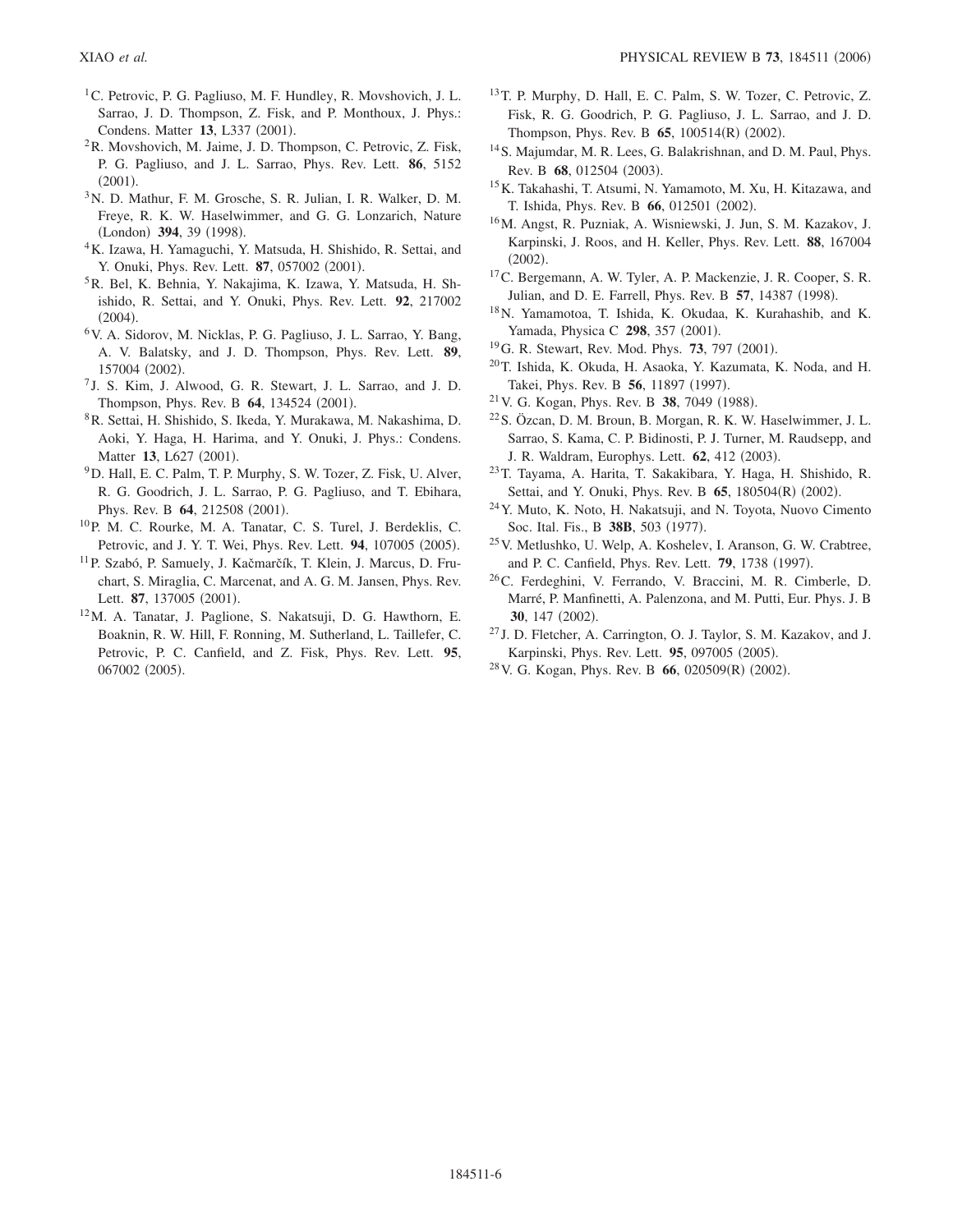[1] C. Petrovic, P. G. Pagliuso, M. F. Hundley, R. Movshovich, J. L. Sarrao, J. D. Thompson, Z. Fisk, and P. Monthoux, J. Phys.: Condens. Matter **13**, L337 (2001).

[2] R. Movshovich, M. Jaime, J. D. Thompson, C. Petrovic, Z. Fisk, P. G. Pagliuso, and J. L. Sarrao, Phys. Rev. Lett. **86**, 5152 (2001).

[3] N. D. Mathur, F. M. Grosche, S. R. Julian, I. R. Walker, D. M. Freye, R. K. W. Haselwimmer, and G. G. Lonzarich, Nature (London) **394**, 39 (1998).

[4] K. Izawa, H. Yamaguchi, Y. Matsuda, H. Shishido, R. Settai, and Y. Onuki, Phys. Rev. Lett. **87**, 057002 (2001).

[5] R. Bel, K. Behnia, Y. Nakajima, K. Izawa, Y. Matsuda, H. Shishido, R. Settai, and Y. Onuki, Phys. Rev. Lett. **92**, 217002 (2004).

[6] V. A. Sidorov, M. Nicklas, P. G. Pagliuso, J. L. Sarrao, Y. Bang, A. V. Balatsky, and J. D. Thompson, Phys. Rev. Lett. **89**, 157004 (2002).

[7] J. S. Kim, J. Alwood, G. R. Stewart, J. L. Sarrao, and J. D. Thompson, Phys. Rev. B **64**, 134524 (2001).

[8] R. Settai, H. Shishido, S. Ikeda, Y. Murakawa, M. Nakashima, D. Aoki, Y. Haga, H. Harima, and Y. Onuki, J. Phys.: Condens. Matter **13**, L627 (2001).

[9] D. Hall, E. C. Palm, T. P. Murphy, S. W. Tozer, Z. Fisk, U. Alver, R. G. Goodrich, J. L. Sarrao, P. G. Pagliuso, and T. Ebihara, Phys. Rev. B **64**, 212508 (2001).

[10] P. M. C. Rourke, M. A. Tanatar, C. S. Turel, J. Berdeklis, C. Petrovic, and J. Y. T. Wei, Phys. Rev. Lett. **94**, 107005 (2005).

[11] P. Szabó, P. Samuely, J. Kačmarčík, T. Klein, J. Marcus, D. Fruchart, S. Miraglia, C. Marcenat, and A. G. M. Jansen, Phys. Rev. Lett. **87**, 137005 (2001).

[12] M. A. Tanatar, J. Paglione, S. Nakatsuji, D. G. Hawthorn, E. Boaknin, R. W. Hill, F. Ronning, M. Sutherland, L. Taillefer, C. Petrovic, P. C. Canfield, and Z. Fisk, Phys. Rev. Lett. **95**, 067002 (2005).

[13] T. P. Murphy, D. Hall, E. C. Palm, S. W. Tozer, C. Petrovic, Z. Fisk, R. G. Goodrich, P. G. Pagliuso, J. L. Sarrao, and J. D. Thompson, Phys. Rev. B **65**, 100514(R) (2002).

[14] S. Majumdar, M. R. Lees, G. Balakrishnan, and D. M. Paul, Phys. Rev. B **68**, 012504 (2003).

[15] K. Takahashi, T. Atsumi, N. Yamamoto, M. Xu, H. Kitazawa, and T. Ishida, Phys. Rev. B **66**, 012501 (2002).

[16] M. Angst, R. Puzniak, A. Wisniewski, J. Jun, S. M. Kazakov, J. Karpinski, J. Roos, and H. Keller, Phys. Rev. Lett. **88**, 167004 (2002).

[17] C. Bergemann, A. W. Tyler, A. P. Mackenzie, J. R. Cooper, S. R. Julian, and D. E. Farrell, Phys. Rev. B **57**, 14387 (1998).

[18] N. Yamamotoa, T. Ishida, K. Okudaa, K. Kurahashib, and K. Yamada, Physica C **298**, 357 (2001).

[19] G. R. Stewart, Rev. Mod. Phys. **73**, 797 (2001).

[20] T. Ishida, K. Okuda, H. Asaoka, Y. Kazumata, K. Noda, and H. Takei, Phys. Rev. B **56**, 11897 (1997).

[21] V. G. Kogan, Phys. Rev. B **38**, 7049 (1988).

[22] S. Özcan, D. M. Broun, B. Morgan, R. K. W. Haselwimmer, J. L. Sarrao, S. Kama, C. P. Bidinosti, P. J. Turner, M. Raudsepp, and J. R. Waldram, Europhys. Lett. **62**, 412 (2003).

[23] T. Tayama, A. Harita, T. Sakakibara, Y. Haga, H. Shishido, R. Settai, and Y. Onuki, Phys. Rev. B **65**, 180504(R) (2002).

[24] Y. Muto, K. Noto, H. Nakatsuji, and N. Toyota, Nuovo Cimento Soc. Ital. Fis., B **38B**, 503 (1977).

[25] V. Metlushko, U. Welp, A. Koshelev, I. Aranson, G. W. Crabtree, and P. C. Canfield, Phys. Rev. Lett. **79**, 1738 (1997).

[26] C. Ferdeghini, V. Ferrando, V. Braccini, M. R. Cimberle, D. Marré, P. Manfinetti, A. Palenzona, and M. Putti, Eur. Phys. J. B **30**, 147 (2002).

[27] J. D. Fletcher, A. Carrington, O. J. Taylor, S. M. Kazakov, and J. Karpinski, Phys. Rev. Lett. **95**, 097005 (2005).

[28] V. G. Kogan, Phys. Rev. B **66**, 020509(R) (2002).